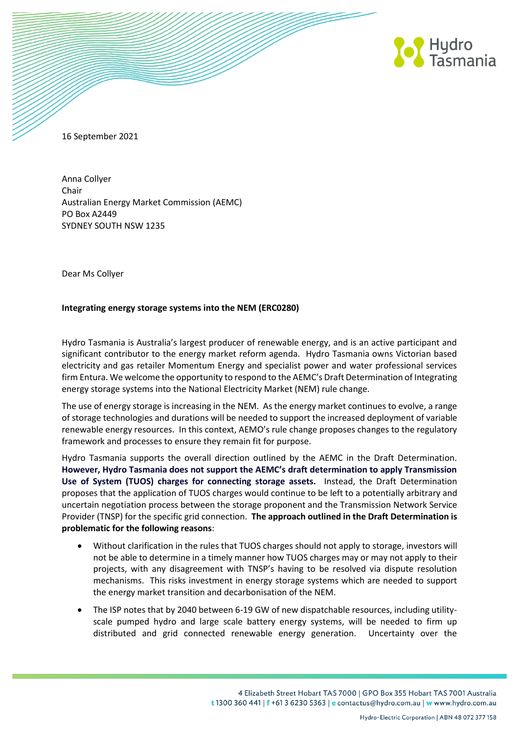16 September 2021

Anna Collyer
Chair
Australian Energy Market Commission (AEMC)
PO Box A2449
SYDNEY SOUTH NSW 1235

Dear Ms Collyer

**Integrating energy storage systems into the NEM (ERC0280)**

Hydro Tasmania is Australia's largest producer of renewable energy, and is an active participant and significant contributor to the energy market reform agenda. Hydro Tasmania owns Victorian based electricity and gas retailer Momentum Energy and specialist power and water professional services firm Entura. We welcome the opportunity to respond to the AEMC's Draft Determination of Integrating energy storage systems into the National Electricity Market (NEM) rule change.

The use of energy storage is increasing in the NEM. As the energy market continues to evolve, a range of storage technologies and durations will be needed to support the increased deployment of variable renewable energy resources. In this context, AEMO's rule change proposes changes to the regulatory framework and processes to ensure they remain fit for purpose.

Hydro Tasmania supports the overall direction outlined by the AEMC in the Draft Determination. **However, Hydro Tasmania does not support the AEMC's draft determination to apply Transmission Use of System (TUOS) charges for connecting storage assets.** Instead, the Draft Determination proposes that the application of TUOS charges would continue to be left to a potentially arbitrary and uncertain negotiation process between the storage proponent and the Transmission Network Service Provider (TNSP) for the specific grid connection. **The approach outlined in the Draft Determination is problematic for the following reasons**:

- Without clarification in the rules that TUOS charges should not apply to storage, investors will not be able to determine in a timely manner how TUOS charges may or may not apply to their projects, with any disagreement with TNSP's having to be resolved via dispute resolution mechanisms. This risks investment in energy storage systems which are needed to support the energy market transition and decarbonisation of the NEM.
- The ISP notes that by 2040 between 6-19 GW of new dispatchable resources, including utility-scale pumped hydro and large scale battery energy systems, will be needed to firm up distributed and grid connected renewable energy generation. Uncertainty over the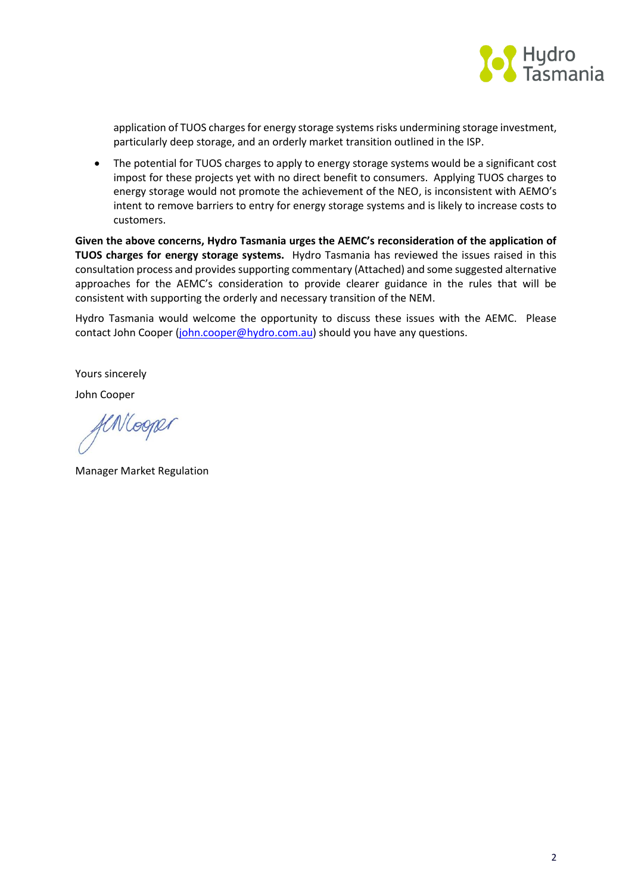application of TUOS charges for energy storage systems risks undermining storage investment, particularly deep storage, and an orderly market transition outlined in the ISP.

- The potential for TUOS charges to apply to energy storage systems would be a significant cost impost for these projects yet with no direct benefit to consumers. Applying TUOS charges to energy storage would not promote the achievement of the NEO, is inconsistent with AEMO's intent to remove barriers to entry for energy storage systems and is likely to increase costs to customers.

**Given the above concerns, Hydro Tasmania urges the AEMC's reconsideration of the application of TUOS charges for energy storage systems.** Hydro Tasmania has reviewed the issues raised in this consultation process and provides supporting commentary (Attached) and some suggested alternative approaches for the AEMC's consideration to provide clearer guidance in the rules that will be consistent with supporting the orderly and necessary transition of the NEM.

Hydro Tasmania would welcome the opportunity to discuss these issues with the AEMC. Please contact John Cooper (john.cooper@hydro.com.au) should you have any questions.

Yours sincerely

John Cooper

Manager Market Regulation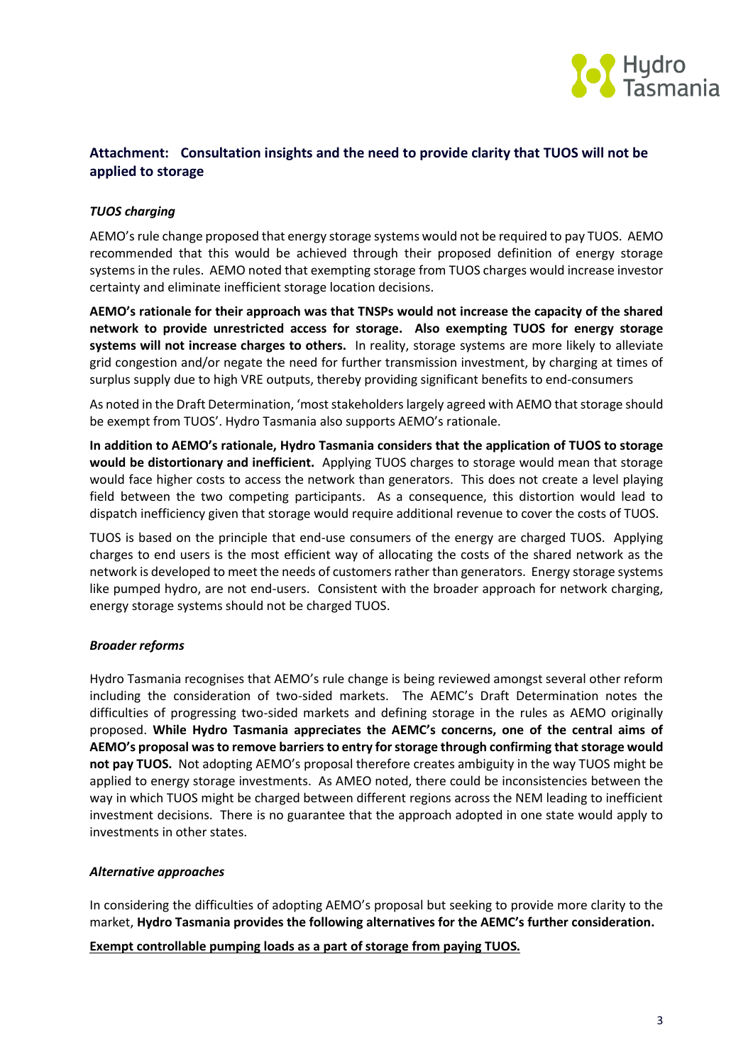## Attachment: Consultation insights and the need to provide clarity that TUOS will not be applied to storage

### *TUOS charging*

AEMO's rule change proposed that energy storage systems would not be required to pay TUOS. AEMO recommended that this would be achieved through their proposed definition of energy storage systems in the rules. AEMO noted that exempting storage from TUOS charges would increase investor certainty and eliminate inefficient storage location decisions.

**AEMO's rationale for their approach was that TNSPs would not increase the capacity of the shared network to provide unrestricted access for storage. Also exempting TUOS for energy storage systems will not increase charges to others.** In reality, storage systems are more likely to alleviate grid congestion and/or negate the need for further transmission investment, by charging at times of surplus supply due to high VRE outputs, thereby providing significant benefits to end-consumers

As noted in the Draft Determination, 'most stakeholders largely agreed with AEMO that storage should be exempt from TUOS'. Hydro Tasmania also supports AEMO's rationale.

**In addition to AEMO's rationale, Hydro Tasmania considers that the application of TUOS to storage would be distortionary and inefficient.** Applying TUOS charges to storage would mean that storage would face higher costs to access the network than generators. This does not create a level playing field between the two competing participants. As a consequence, this distortion would lead to dispatch inefficiency given that storage would require additional revenue to cover the costs of TUOS.

TUOS is based on the principle that end-use consumers of the energy are charged TUOS. Applying charges to end users is the most efficient way of allocating the costs of the shared network as the network is developed to meet the needs of customers rather than generators. Energy storage systems like pumped hydro, are not end-users. Consistent with the broader approach for network charging, energy storage systems should not be charged TUOS.

### *Broader reforms*

Hydro Tasmania recognises that AEMO's rule change is being reviewed amongst several other reform including the consideration of two-sided markets. The AEMC's Draft Determination notes the difficulties of progressing two-sided markets and defining storage in the rules as AEMO originally proposed. **While Hydro Tasmania appreciates the AEMC's concerns, one of the central aims of AEMO's proposal was to remove barriers to entry for storage through confirming that storage would not pay TUOS.** Not adopting AEMO's proposal therefore creates ambiguity in the way TUOS might be applied to energy storage investments. As AMEO noted, there could be inconsistencies between the way in which TUOS might be charged between different regions across the NEM leading to inefficient investment decisions. There is no guarantee that the approach adopted in one state would apply to investments in other states.

### *Alternative approaches*

In considering the difficulties of adopting AEMO's proposal but seeking to provide more clarity to the market, **Hydro Tasmania provides the following alternatives for the AEMC's further consideration.**

<u>**Exempt controllable pumping loads as a part of storage from paying TUOS.**</u>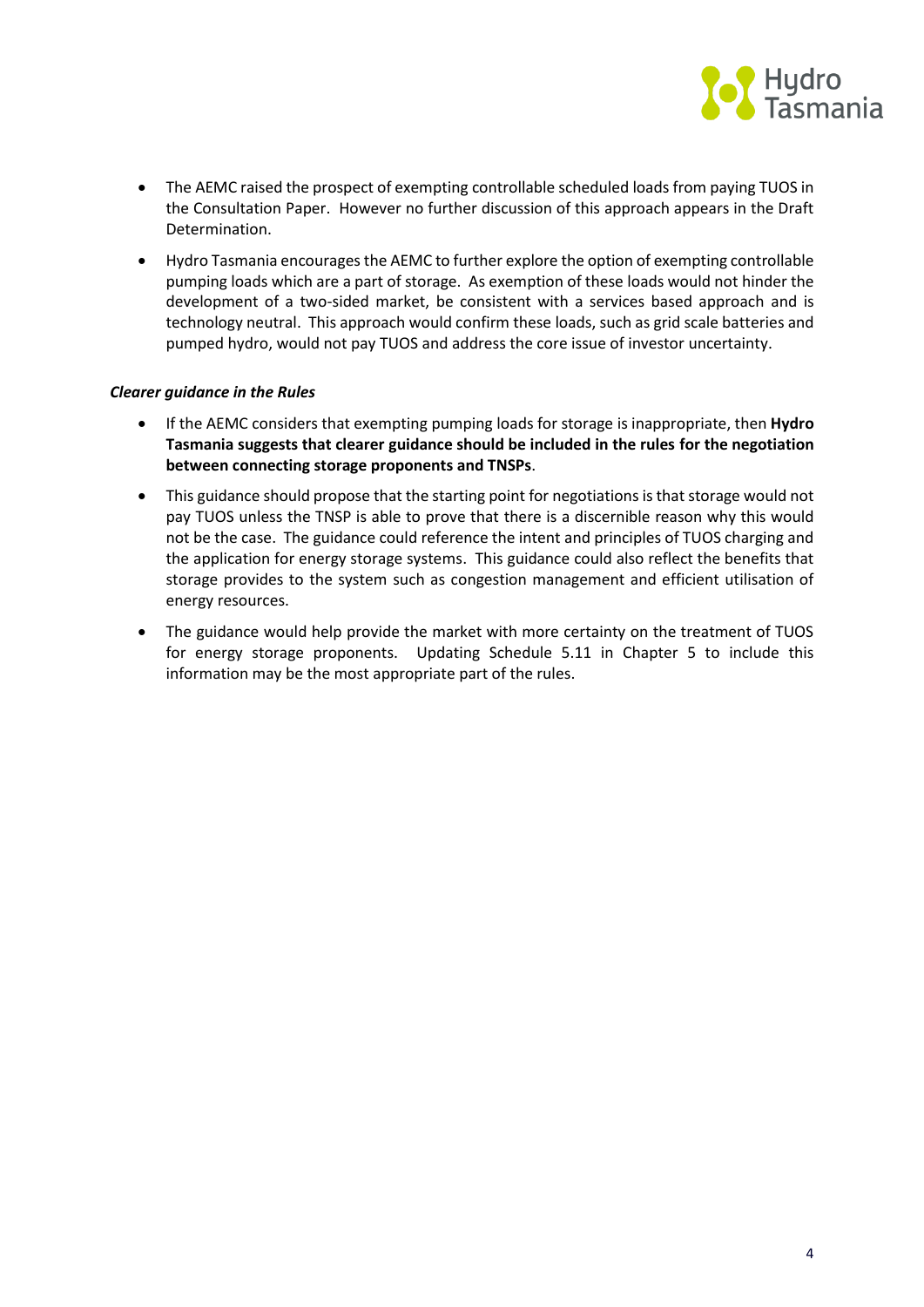- The AEMC raised the prospect of exempting controllable scheduled loads from paying TUOS in the Consultation Paper. However no further discussion of this approach appears in the Draft Determination.
- Hydro Tasmania encourages the AEMC to further explore the option of exempting controllable pumping loads which are a part of storage. As exemption of these loads would not hinder the development of a two-sided market, be consistent with a services based approach and is technology neutral. This approach would confirm these loads, such as grid scale batteries and pumped hydro, would not pay TUOS and address the core issue of investor uncertainty.

***Clearer guidance in the Rules***

- If the AEMC considers that exempting pumping loads for storage is inappropriate, then **Hydro Tasmania suggests that clearer guidance should be included in the rules for the negotiation between connecting storage proponents and TNSPs**.
- This guidance should propose that the starting point for negotiations is that storage would not pay TUOS unless the TNSP is able to prove that there is a discernible reason why this would not be the case. The guidance could reference the intent and principles of TUOS charging and the application for energy storage systems. This guidance could also reflect the benefits that storage provides to the system such as congestion management and efficient utilisation of energy resources.
- The guidance would help provide the market with more certainty on the treatment of TUOS for energy storage proponents. Updating Schedule 5.11 in Chapter 5 to include this information may be the most appropriate part of the rules.